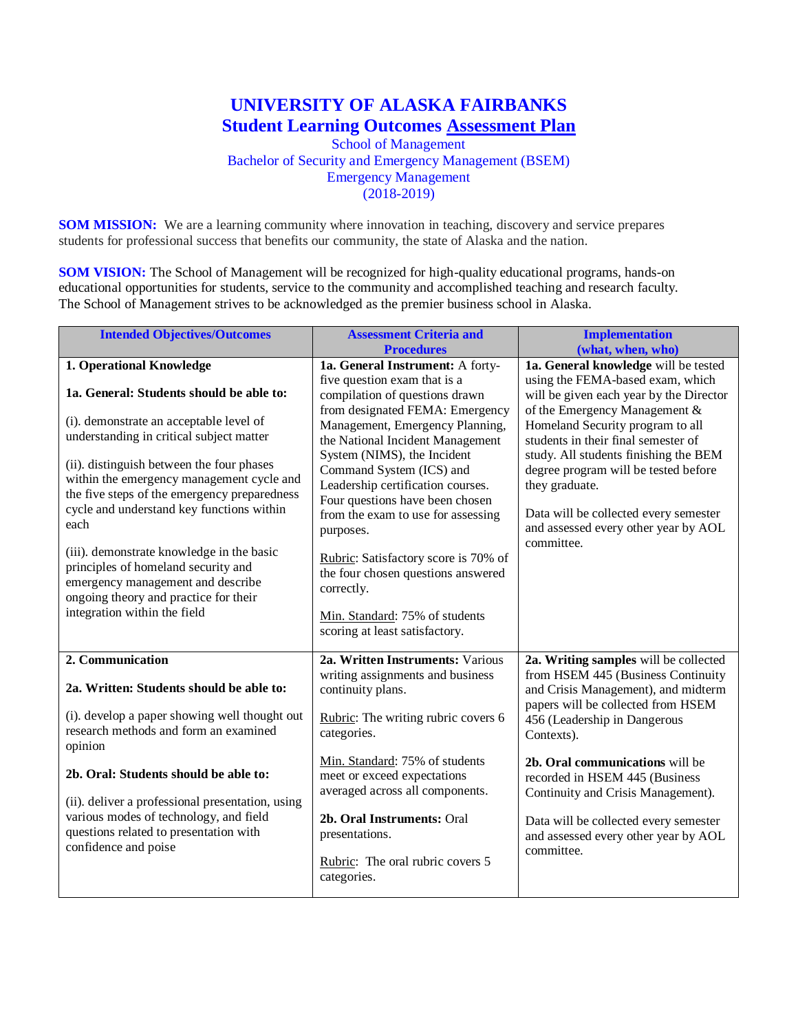# UNIVERSITY OF ALASKA FAIRBANKS
## Student Learning Outcomes Assessment Plan

School of Management
Bachelor of Security and Emergency Management (BSEM)
Emergency Management
(2018-2019)

**SOM MISSION:** We are a learning community where innovation in teaching, discovery and service prepares students for professional success that benefits our community, the state of Alaska and the nation.

**SOM VISION:** The School of Management will be recognized for high-quality educational programs, hands-on educational opportunities for students, service to the community and accomplished teaching and research faculty. The School of Management strives to be acknowledged as the premier business school in Alaska.

| Intended Objectives/Outcomes | Assessment Criteria and Procedures | Implementation (what, when, who) |
|---|---|---|
| **1. Operational Knowledge**<br><br>**1a. General: Students should be able to:**<br><br>(i). demonstrate an acceptable level of understanding in critical subject matter<br><br>(ii). distinguish between the four phases within the emergency management cycle and the five steps of the emergency preparedness cycle and understand key functions within each<br><br>(iii). demonstrate knowledge in the basic principles of homeland security and emergency management and describe ongoing theory and practice for their integration within the field | **1a. General Instrument:** A forty-five question exam that is a compilation of questions drawn from designated FEMA: Emergency Management, Emergency Planning, the National Incident Management System (NIMS), the Incident Command System (ICS) and Leadership certification courses. Four questions have been chosen from the exam to use for assessing purposes.<br><br>Rubric: Satisfactory score is 70% of the four chosen questions answered correctly.<br><br>Min. Standard: 75% of students scoring at least satisfactory. | **1a. General knowledge** will be tested using the FEMA-based exam, which will be given each year by the Director of the Emergency Management & Homeland Security program to all students in their final semester of study. All students finishing the BEM degree program will be tested before they graduate.<br><br>Data will be collected every semester and assessed every other year by AOL committee. |
| **2. Communication**<br><br>**2a. Written: Students should be able to:**<br><br>(i). develop a paper showing well thought out research methods and form an examined opinion<br><br>**2b. Oral: Students should be able to:**<br><br>(ii). deliver a professional presentation, using various modes of technology, and field questions related to presentation with confidence and poise | **2a. Written Instruments:** Various writing assignments and business continuity plans.<br><br>Rubric: The writing rubric covers 6 categories.<br><br>Min. Standard: 75% of students meet or exceed expectations averaged across all components.<br><br>**2b. Oral Instruments:** Oral presentations.<br><br>Rubric: The oral rubric covers 5 categories. | **2a. Writing samples** will be collected from HSEM 445 (Business Continuity and Crisis Management), and midterm papers will be collected from HSEM 456 (Leadership in Dangerous Contexts).<br><br>**2b. Oral communications** will be recorded in HSEM 445 (Business Continuity and Crisis Management).<br><br>Data will be collected every semester and assessed every other year by AOL committee. |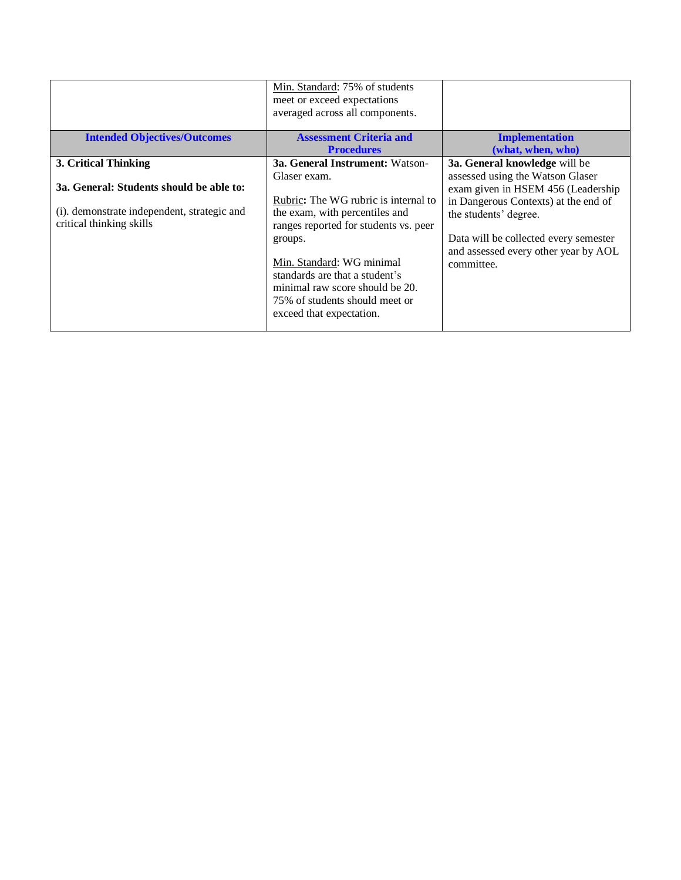| | | |
|---|---|---|
| | Min. Standard: 75% of students meet or exceed expectations averaged across all components. | |
| **Intended Objectives/Outcomes** | **Assessment Criteria and Procedures** | **Implementation (what, when, who)** |
| **3. Critical Thinking**<br><br>**3a. General: Students should be able to:**<br><br>(i). demonstrate independent, strategic and critical thinking skills | **3a. General Instrument:** Watson-Glaser exam.<br><br>Rubric**:** The WG rubric is internal to the exam, with percentiles and ranges reported for students vs. peer groups.<br><br>Min. Standard: WG minimal standards are that a student's minimal raw score should be 20. 75% of students should meet or exceed that expectation. | **3a. General knowledge** will be assessed using the Watson Glaser exam given in HSEM 456 (Leadership in Dangerous Contexts) at the end of the students' degree.<br><br>Data will be collected every semester and assessed every other year by AOL committee. |